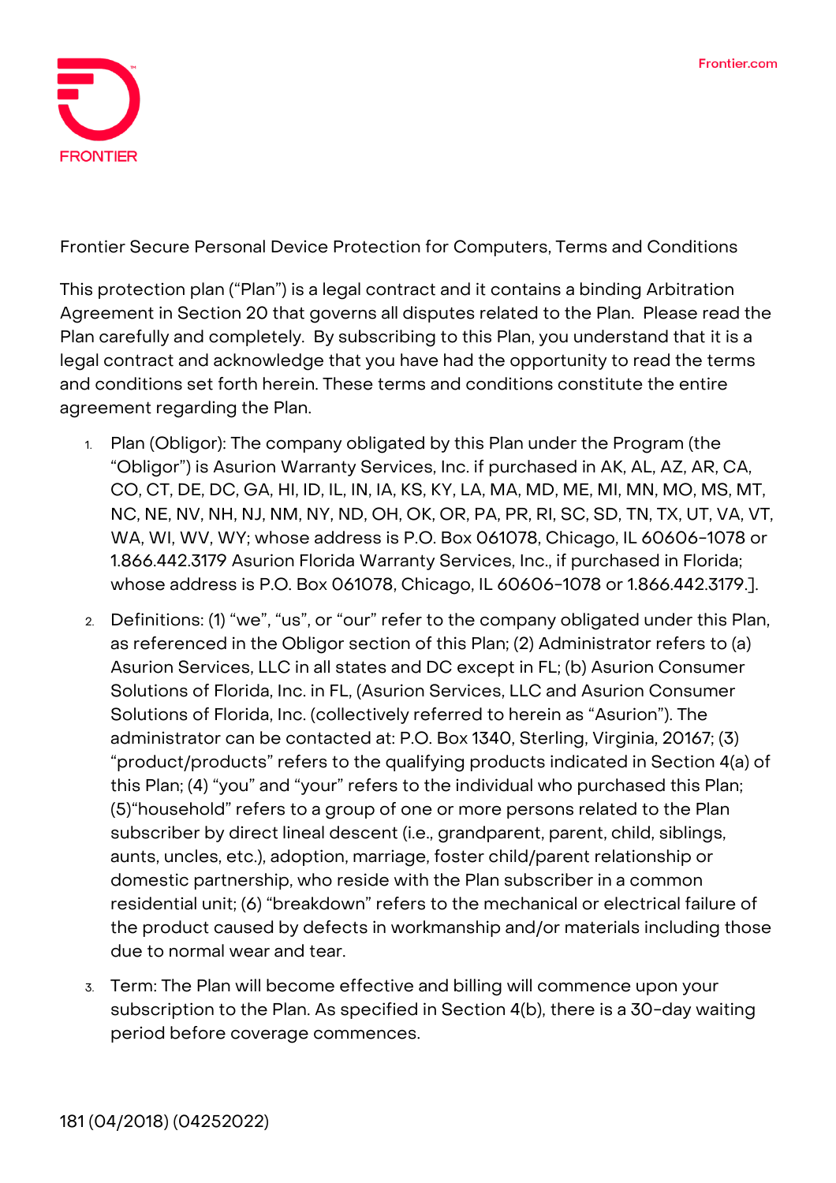# Frontier Secure Personal Device Protection for Computers, Terms and Conditions

This protection plan ("Plan") is a legal contract and it contains a binding Arbitration Agreement in Section 20 that governs all disputes related to the Plan. Please read the Plan carefully and completely. By subscribing to this Plan, you understand that it is a legal contract and acknowledge that you have had the opportunity to read the terms and conditions set forth herein. These terms and conditions constitute the entire agreement regarding the Plan.

1. Plan (Obligor): The company obligated by this Plan under the Program (the "Obligor") is Asurion Warranty Services, Inc. if purchased in AK, AL, AZ, AR, CA, CO, CT, DE, DC, GA, HI, ID, IL, IN, IA, KS, KY, LA, MA, MD, ME, MI, MN, MO, MS, MT, NC, NE, NV, NH, NJ, NM, NY, ND, OH, OK, OR, PA, PR, RI, SC, SD, TN, TX, UT, VA, VT, WA, WI, WV, WY; whose address is P.O. Box 061078, Chicago, IL 60606-1078 or 1.866.442.3179 Asurion Florida Warranty Services, Inc., if purchased in Florida; whose address is P.O. Box 061078, Chicago, IL 60606-1078 or 1.866.442.3179.].
2. Definitions: (1) "we", "us", or "our" refer to the company obligated under this Plan, as referenced in the Obligor section of this Plan; (2) Administrator refers to (a) Asurion Services, LLC in all states and DC except in FL; (b) Asurion Consumer Solutions of Florida, Inc. in FL, (Asurion Services, LLC and Asurion Consumer Solutions of Florida, Inc. (collectively referred to herein as "Asurion"). The administrator can be contacted at: P.O. Box 1340, Sterling, Virginia, 20167; (3) "product/products" refers to the qualifying products indicated in Section 4(a) of this Plan; (4) "you" and "your" refers to the individual who purchased this Plan; (5)"household" refers to a group of one or more persons related to the Plan subscriber by direct lineal descent (i.e., grandparent, parent, child, siblings, aunts, uncles, etc.), adoption, marriage, foster child/parent relationship or domestic partnership, who reside with the Plan subscriber in a common residential unit; (6) "breakdown" refers to the mechanical or electrical failure of the product caused by defects in workmanship and/or materials including those due to normal wear and tear.
3. Term: The Plan will become effective and billing will commence upon your subscription to the Plan. As specified in Section 4(b), there is a 30-day waiting period before coverage commences.

181 (04/2018) (04252022)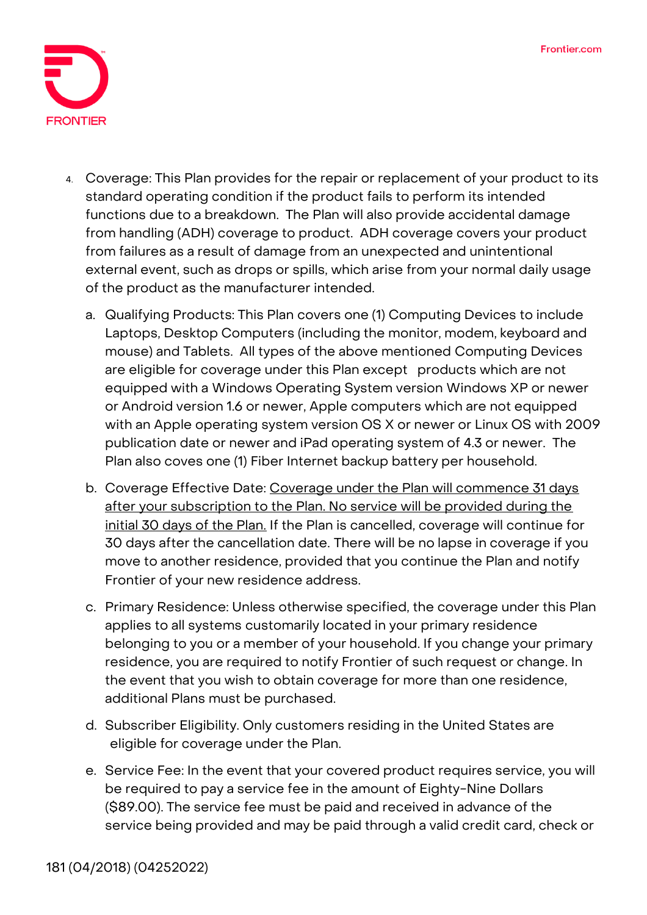4. Coverage: This Plan provides for the repair or replacement of your product to its standard operating condition if the product fails to perform its intended functions due to a breakdown. The Plan will also provide accidental damage from handling (ADH) coverage to product. ADH coverage covers your product from failures as a result of damage from an unexpected and unintentional external event, such as drops or spills, which arise from your normal daily usage of the product as the manufacturer intended.

   a. Qualifying Products: This Plan covers one (1) Computing Devices to include Laptops, Desktop Computers (including the monitor, modem, keyboard and mouse) and Tablets. All types of the above mentioned Computing Devices are eligible for coverage under this Plan except products which are not equipped with a Windows Operating System version Windows XP or newer or Android version 1.6 or newer, Apple computers which are not equipped with an Apple operating system version OS X or newer or Linux OS with 2009 publication date or newer and iPad operating system of 4.3 or newer. The Plan also coves one (1) Fiber Internet backup battery per household.

   b. Coverage Effective Date: <u>Coverage under the Plan will commence 31 days after your subscription to the Plan. No service will be provided during the initial 30 days of the Plan.</u> If the Plan is cancelled, coverage will continue for 30 days after the cancellation date. There will be no lapse in coverage if you move to another residence, provided that you continue the Plan and notify Frontier of your new residence address.

   c. Primary Residence: Unless otherwise specified, the coverage under this Plan applies to all systems customarily located in your primary residence belonging to you or a member of your household. If you change your primary residence, you are required to notify Frontier of such request or change. In the event that you wish to obtain coverage for more than one residence, additional Plans must be purchased.

   d. Subscriber Eligibility. Only customers residing in the United States are eligible for coverage under the Plan.

   e. Service Fee: In the event that your covered product requires service, you will be required to pay a service fee in the amount of Eighty-Nine Dollars ($89.00). The service fee must be paid and received in advance of the service being provided and may be paid through a valid credit card, check or

181 (04/2018) (04252022)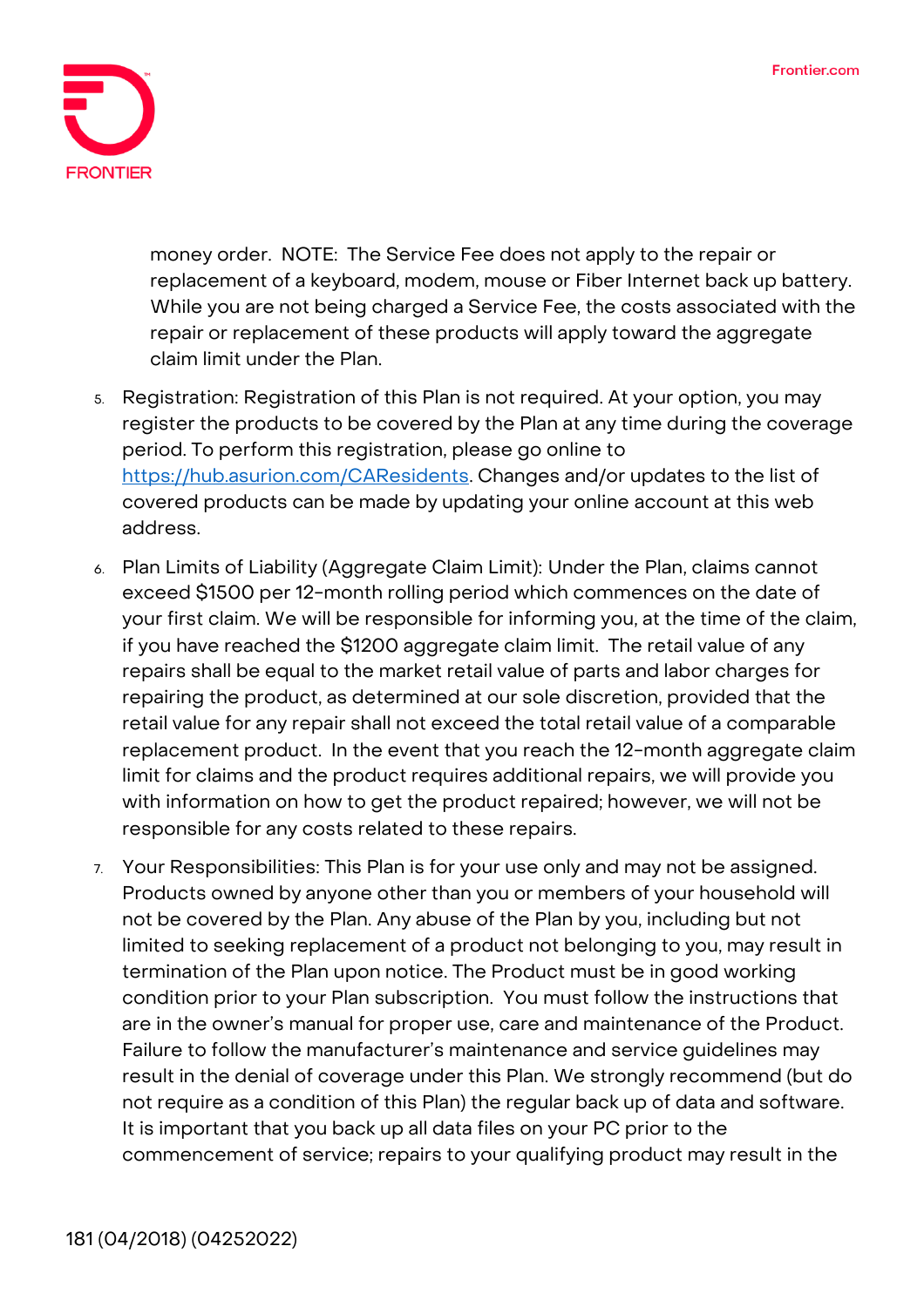money order. NOTE: The Service Fee does not apply to the repair or replacement of a keyboard, modem, mouse or Fiber Internet back up battery. While you are not being charged a Service Fee, the costs associated with the repair or replacement of these products will apply toward the aggregate claim limit under the Plan.

5. Registration: Registration of this Plan is not required. At your option, you may register the products to be covered by the Plan at any time during the coverage period. To perform this registration, please go online to https://hub.asurion.com/CAResidents. Changes and/or updates to the list of covered products can be made by updating your online account at this web address.

6. Plan Limits of Liability (Aggregate Claim Limit): Under the Plan, claims cannot exceed $1500 per 12-month rolling period which commences on the date of your first claim. We will be responsible for informing you, at the time of the claim, if you have reached the $1200 aggregate claim limit. The retail value of any repairs shall be equal to the market retail value of parts and labor charges for repairing the product, as determined at our sole discretion, provided that the retail value for any repair shall not exceed the total retail value of a comparable replacement product. In the event that you reach the 12-month aggregate claim limit for claims and the product requires additional repairs, we will provide you with information on how to get the product repaired; however, we will not be responsible for any costs related to these repairs.

7. Your Responsibilities: This Plan is for your use only and may not be assigned. Products owned by anyone other than you or members of your household will not be covered by the Plan. Any abuse of the Plan by you, including but not limited to seeking replacement of a product not belonging to you, may result in termination of the Plan upon notice. The Product must be in good working condition prior to your Plan subscription. You must follow the instructions that are in the owner's manual for proper use, care and maintenance of the Product. Failure to follow the manufacturer's maintenance and service guidelines may result in the denial of coverage under this Plan. We strongly recommend (but do not require as a condition of this Plan) the regular back up of data and software. It is important that you back up all data files on your PC prior to the commencement of service; repairs to your qualifying product may result in the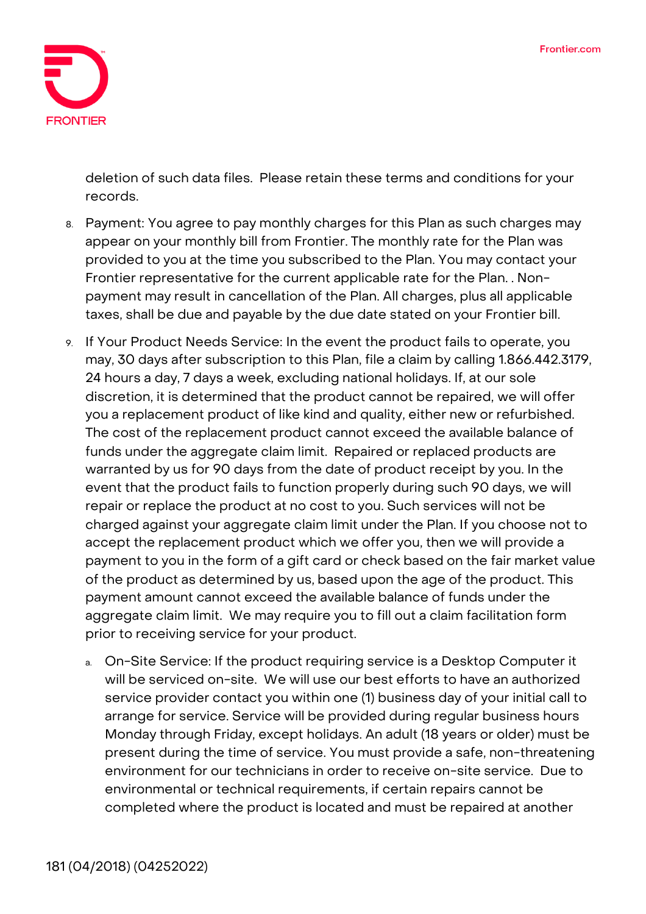deletion of such data files. Please retain these terms and conditions for your records.

8. Payment: You agree to pay monthly charges for this Plan as such charges may appear on your monthly bill from Frontier. The monthly rate for the Plan was provided to you at the time you subscribed to the Plan. You may contact your Frontier representative for the current applicable rate for the Plan. . Non-payment may result in cancellation of the Plan. All charges, plus all applicable taxes, shall be due and payable by the due date stated on your Frontier bill.

9. If Your Product Needs Service: In the event the product fails to operate, you may, 30 days after subscription to this Plan, file a claim by calling 1.866.442.3179, 24 hours a day, 7 days a week, excluding national holidays. If, at our sole discretion, it is determined that the product cannot be repaired, we will offer you a replacement product of like kind and quality, either new or refurbished. The cost of the replacement product cannot exceed the available balance of funds under the aggregate claim limit. Repaired or replaced products are warranted by us for 90 days from the date of product receipt by you. In the event that the product fails to function properly during such 90 days, we will repair or replace the product at no cost to you. Such services will not be charged against your aggregate claim limit under the Plan. If you choose not to accept the replacement product which we offer you, then we will provide a payment to you in the form of a gift card or check based on the fair market value of the product as determined by us, based upon the age of the product. This payment amount cannot exceed the available balance of funds under the aggregate claim limit. We may require you to fill out a claim facilitation form prior to receiving service for your product.

   a. On-Site Service: If the product requiring service is a Desktop Computer it will be serviced on-site. We will use our best efforts to have an authorized service provider contact you within one (1) business day of your initial call to arrange for service. Service will be provided during regular business hours Monday through Friday, except holidays. An adult (18 years or older) must be present during the time of service. You must provide a safe, non-threatening environment for our technicians in order to receive on-site service. Due to environmental or technical requirements, if certain repairs cannot be completed where the product is located and must be repaired at another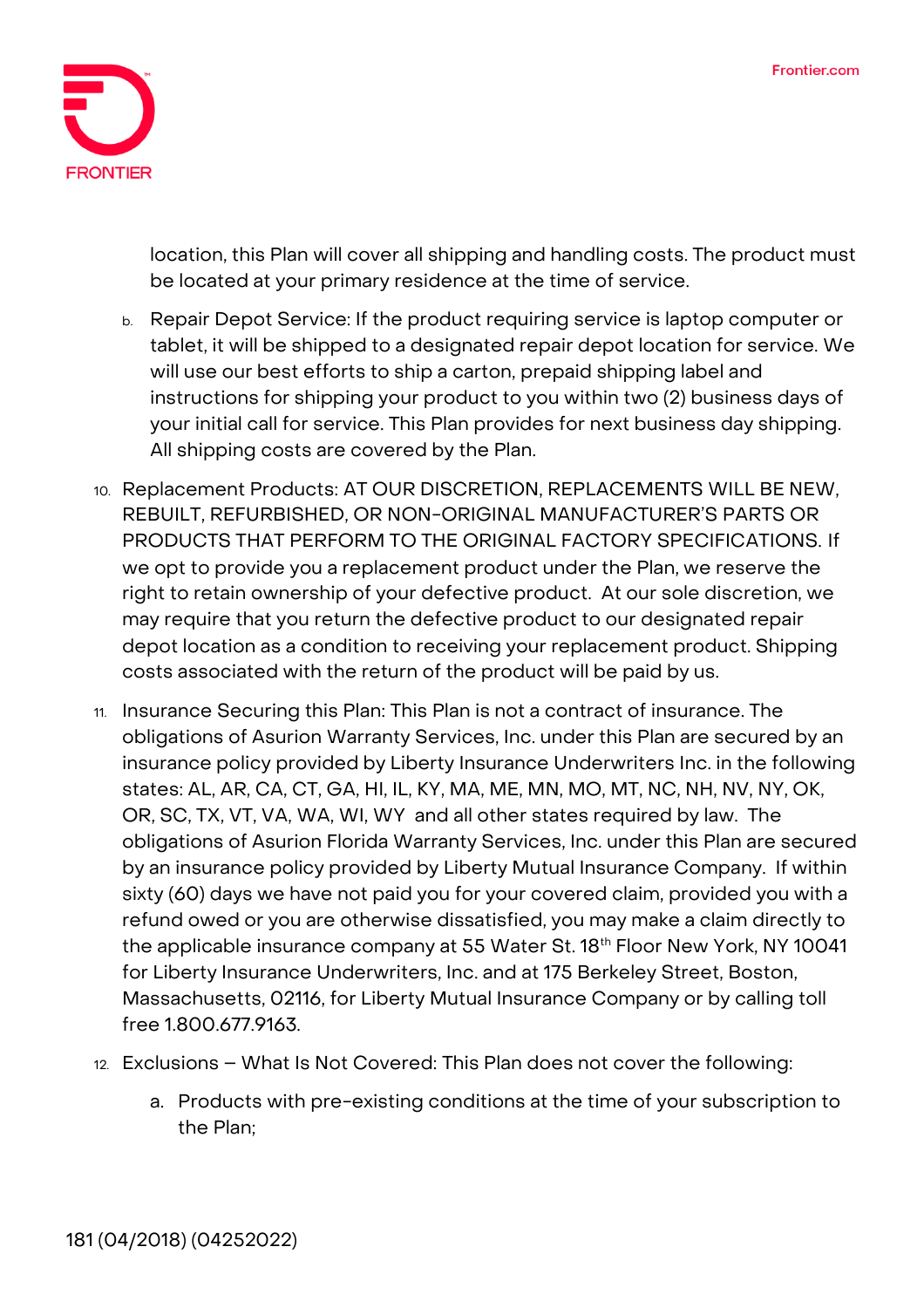location, this Plan will cover all shipping and handling costs. The product must be located at your primary residence at the time of service.

   b. Repair Depot Service: If the product requiring service is laptop computer or tablet, it will be shipped to a designated repair depot location for service. We will use our best efforts to ship a carton, prepaid shipping label and instructions for shipping your product to you within two (2) business days of your initial call for service. This Plan provides for next business day shipping. All shipping costs are covered by the Plan.

10. Replacement Products: AT OUR DISCRETION, REPLACEMENTS WILL BE NEW, REBUILT, REFURBISHED, OR NON-ORIGINAL MANUFACTURER'S PARTS OR PRODUCTS THAT PERFORM TO THE ORIGINAL FACTORY SPECIFICATIONS. If we opt to provide you a replacement product under the Plan, we reserve the right to retain ownership of your defective product. At our sole discretion, we may require that you return the defective product to our designated repair depot location as a condition to receiving your replacement product. Shipping costs associated with the return of the product will be paid by us.

11. Insurance Securing this Plan: This Plan is not a contract of insurance. The obligations of Asurion Warranty Services, Inc. under this Plan are secured by an insurance policy provided by Liberty Insurance Underwriters Inc. in the following states: AL, AR, CA, CT, GA, HI, IL, KY, MA, ME, MN, MO, MT, NC, NH, NV, NY, OK, OR, SC, TX, VT, VA, WA, WI, WY and all other states required by law. The obligations of Asurion Florida Warranty Services, Inc. under this Plan are secured by an insurance policy provided by Liberty Mutual Insurance Company. If within sixty (60) days we have not paid you for your covered claim, provided you with a refund owed or you are otherwise dissatisfied, you may make a claim directly to the applicable insurance company at 55 Water St. 18th Floor New York, NY 10041 for Liberty Insurance Underwriters, Inc. and at 175 Berkeley Street, Boston, Massachusetts, 02116, for Liberty Mutual Insurance Company or by calling toll free 1.800.677.9163.

12. Exclusions – What Is Not Covered: This Plan does not cover the following:

   a. Products with pre-existing conditions at the time of your subscription to the Plan;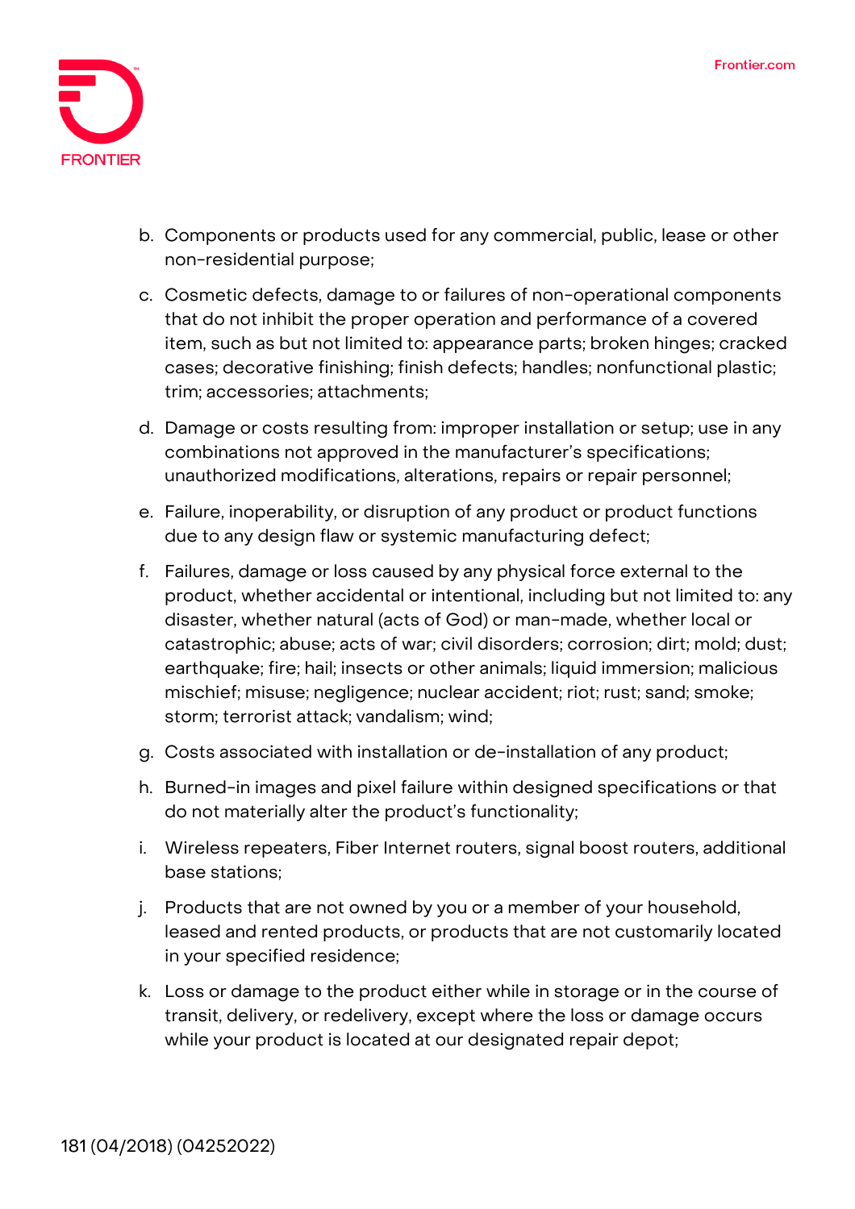b. Components or products used for any commercial, public, lease or other non-residential purpose;

c. Cosmetic defects, damage to or failures of non-operational components that do not inhibit the proper operation and performance of a covered item, such as but not limited to: appearance parts; broken hinges; cracked cases; decorative finishing; finish defects; handles; nonfunctional plastic; trim; accessories; attachments;

d. Damage or costs resulting from: improper installation or setup; use in any combinations not approved in the manufacturer's specifications; unauthorized modifications, alterations, repairs or repair personnel;

e. Failure, inoperability, or disruption of any product or product functions due to any design flaw or systemic manufacturing defect;

f. Failures, damage or loss caused by any physical force external to the product, whether accidental or intentional, including but not limited to: any disaster, whether natural (acts of God) or man-made, whether local or catastrophic; abuse; acts of war; civil disorders; corrosion; dirt; mold; dust; earthquake; fire; hail; insects or other animals; liquid immersion; malicious mischief; misuse; negligence; nuclear accident; riot; rust; sand; smoke; storm; terrorist attack; vandalism; wind;

g. Costs associated with installation or de-installation of any product;

h. Burned-in images and pixel failure within designed specifications or that do not materially alter the product's functionality;

i. Wireless repeaters, Fiber Internet routers, signal boost routers, additional base stations;

j. Products that are not owned by you or a member of your household, leased and rented products, or products that are not customarily located in your specified residence;

k. Loss or damage to the product either while in storage or in the course of transit, delivery, or redelivery, except where the loss or damage occurs while your product is located at our designated repair depot;

181 (04/2018) (04252022)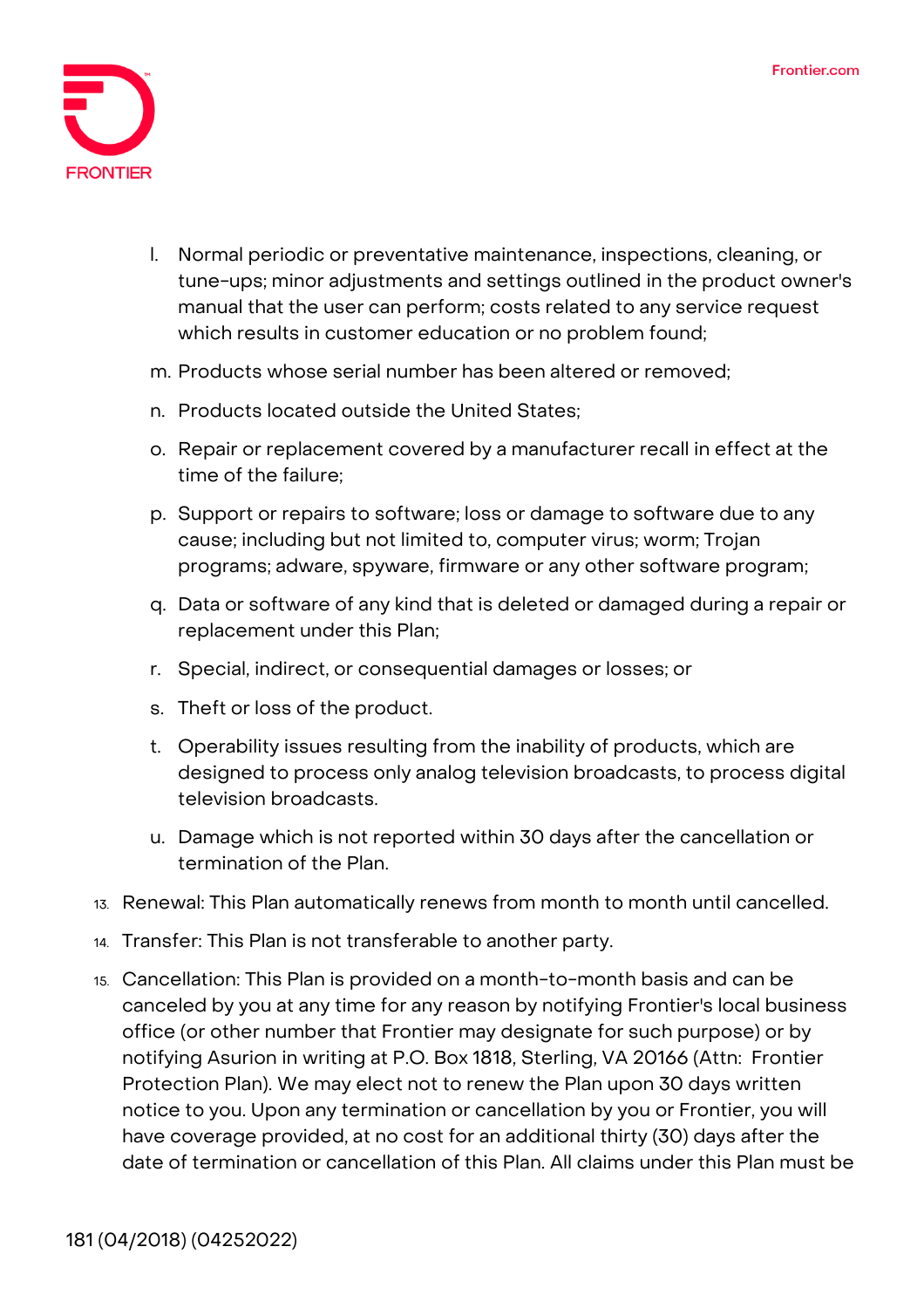l. Normal periodic or preventative maintenance, inspections, cleaning, or tune-ups; minor adjustments and settings outlined in the product owner's manual that the user can perform; costs related to any service request which results in customer education or no problem found;

m. Products whose serial number has been altered or removed;

n. Products located outside the United States;

o. Repair or replacement covered by a manufacturer recall in effect at the time of the failure;

p. Support or repairs to software; loss or damage to software due to any cause; including but not limited to, computer virus; worm; Trojan programs; adware, spyware, firmware or any other software program;

q. Data or software of any kind that is deleted or damaged during a repair or replacement under this Plan;

r. Special, indirect, or consequential damages or losses; or

s. Theft or loss of the product.

t. Operability issues resulting from the inability of products, which are designed to process only analog television broadcasts, to process digital television broadcasts.

u. Damage which is not reported within 30 days after the cancellation or termination of the Plan.

13. Renewal: This Plan automatically renews from month to month until cancelled.

14. Transfer: This Plan is not transferable to another party.

15. Cancellation: This Plan is provided on a month-to-month basis and can be canceled by you at any time for any reason by notifying Frontier's local business office (or other number that Frontier may designate for such purpose) or by notifying Asurion in writing at P.O. Box 1818, Sterling, VA 20166 (Attn: Frontier Protection Plan). We may elect not to renew the Plan upon 30 days written notice to you. Upon any termination or cancellation by you or Frontier, you will have coverage provided, at no cost for an additional thirty (30) days after the date of termination or cancellation of this Plan. All claims under this Plan must be

181 (04/2018) (04252022)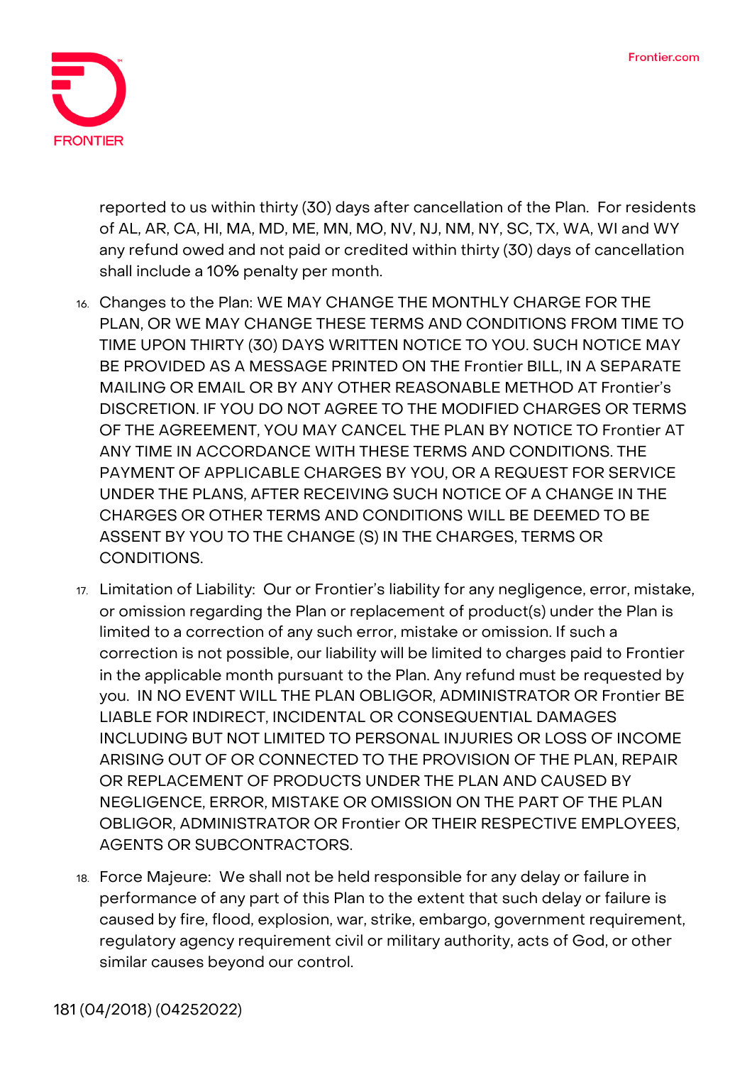reported to us within thirty (30) days after cancellation of the Plan. For residents of AL, AR, CA, HI, MA, MD, ME, MN, MO, NV, NJ, NM, NY, SC, TX, WA, WI and WY any refund owed and not paid or credited within thirty (30) days of cancellation shall include a 10% penalty per month.

16. Changes to the Plan: WE MAY CHANGE THE MONTHLY CHARGE FOR THE PLAN, OR WE MAY CHANGE THESE TERMS AND CONDITIONS FROM TIME TO TIME UPON THIRTY (30) DAYS WRITTEN NOTICE TO YOU. SUCH NOTICE MAY BE PROVIDED AS A MESSAGE PRINTED ON THE Frontier BILL, IN A SEPARATE MAILING OR EMAIL OR BY ANY OTHER REASONABLE METHOD AT Frontier's DISCRETION. IF YOU DO NOT AGREE TO THE MODIFIED CHARGES OR TERMS OF THE AGREEMENT, YOU MAY CANCEL THE PLAN BY NOTICE TO Frontier AT ANY TIME IN ACCORDANCE WITH THESE TERMS AND CONDITIONS. THE PAYMENT OF APPLICABLE CHARGES BY YOU, OR A REQUEST FOR SERVICE UNDER THE PLANS, AFTER RECEIVING SUCH NOTICE OF A CHANGE IN THE CHARGES OR OTHER TERMS AND CONDITIONS WILL BE DEEMED TO BE ASSENT BY YOU TO THE CHANGE (S) IN THE CHARGES, TERMS OR CONDITIONS.

17. Limitation of Liability: Our or Frontier's liability for any negligence, error, mistake, or omission regarding the Plan or replacement of product(s) under the Plan is limited to a correction of any such error, mistake or omission. If such a correction is not possible, our liability will be limited to charges paid to Frontier in the applicable month pursuant to the Plan. Any refund must be requested by you. IN NO EVENT WILL THE PLAN OBLIGOR, ADMINISTRATOR OR Frontier BE LIABLE FOR INDIRECT, INCIDENTAL OR CONSEQUENTIAL DAMAGES INCLUDING BUT NOT LIMITED TO PERSONAL INJURIES OR LOSS OF INCOME ARISING OUT OF OR CONNECTED TO THE PROVISION OF THE PLAN, REPAIR OR REPLACEMENT OF PRODUCTS UNDER THE PLAN AND CAUSED BY NEGLIGENCE, ERROR, MISTAKE OR OMISSION ON THE PART OF THE PLAN OBLIGOR, ADMINISTRATOR OR Frontier OR THEIR RESPECTIVE EMPLOYEES, AGENTS OR SUBCONTRACTORS.

18. Force Majeure: We shall not be held responsible for any delay or failure in performance of any part of this Plan to the extent that such delay or failure is caused by fire, flood, explosion, war, strike, embargo, government requirement, regulatory agency requirement civil or military authority, acts of God, or other similar causes beyond our control.

181 (04/2018) (04252022)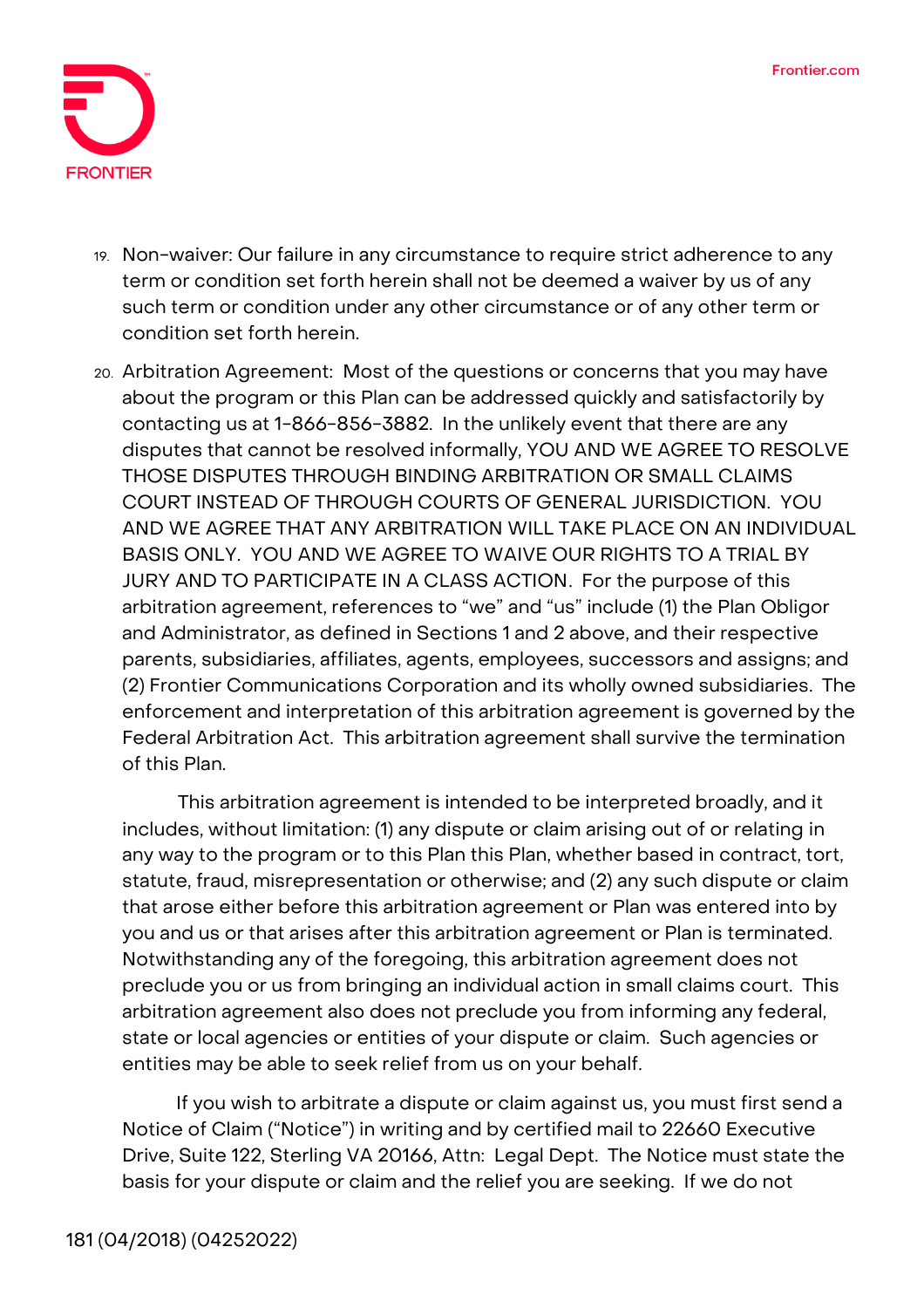19. Non-waiver: Our failure in any circumstance to require strict adherence to any term or condition set forth herein shall not be deemed a waiver by us of any such term or condition under any other circumstance or of any other term or condition set forth herein.

20. Arbitration Agreement: Most of the questions or concerns that you may have about the program or this Plan can be addressed quickly and satisfactorily by contacting us at 1-866-856-3882. In the unlikely event that there are any disputes that cannot be resolved informally, YOU AND WE AGREE TO RESOLVE THOSE DISPUTES THROUGH BINDING ARBITRATION OR SMALL CLAIMS COURT INSTEAD OF THROUGH COURTS OF GENERAL JURISDICTION. YOU AND WE AGREE THAT ANY ARBITRATION WILL TAKE PLACE ON AN INDIVIDUAL BASIS ONLY. YOU AND WE AGREE TO WAIVE OUR RIGHTS TO A TRIAL BY JURY AND TO PARTICIPATE IN A CLASS ACTION. For the purpose of this arbitration agreement, references to "we" and "us" include (1) the Plan Obligor and Administrator, as defined in Sections 1 and 2 above, and their respective parents, subsidiaries, affiliates, agents, employees, successors and assigns; and (2) Frontier Communications Corporation and its wholly owned subsidiaries. The enforcement and interpretation of this arbitration agreement is governed by the Federal Arbitration Act. This arbitration agreement shall survive the termination of this Plan.

    This arbitration agreement is intended to be interpreted broadly, and it includes, without limitation: (1) any dispute or claim arising out of or relating in any way to the program or to this Plan this Plan, whether based in contract, tort, statute, fraud, misrepresentation or otherwise; and (2) any such dispute or claim that arose either before this arbitration agreement or Plan was entered into by you and us or that arises after this arbitration agreement or Plan is terminated. Notwithstanding any of the foregoing, this arbitration agreement does not preclude you or us from bringing an individual action in small claims court. This arbitration agreement also does not preclude you from informing any federal, state or local agencies or entities of your dispute or claim. Such agencies or entities may be able to seek relief from us on your behalf.

    If you wish to arbitrate a dispute or claim against us, you must first send a Notice of Claim ("Notice") in writing and by certified mail to 22660 Executive Drive, Suite 122, Sterling VA 20166, Attn: Legal Dept. The Notice must state the basis for your dispute or claim and the relief you are seeking. If we do not

181 (04/2018) (04252022)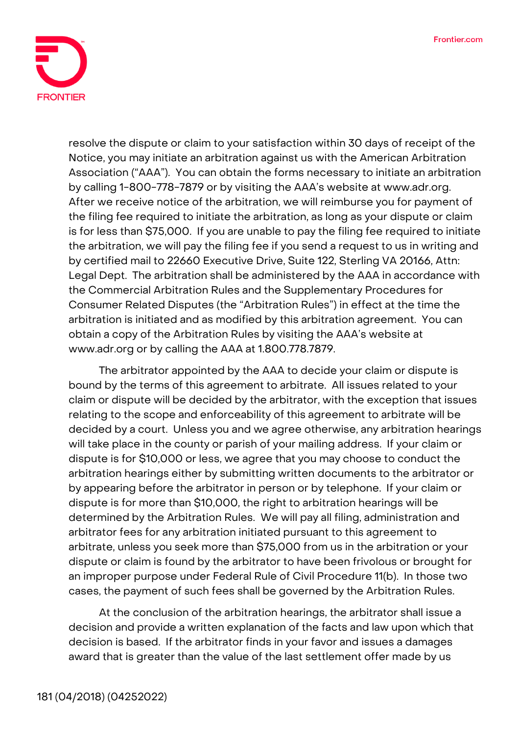resolve the dispute or claim to your satisfaction within 30 days of receipt of the Notice, you may initiate an arbitration against us with the American Arbitration Association ("AAA"). You can obtain the forms necessary to initiate an arbitration by calling 1-800-778-7879 or by visiting the AAA's website at www.adr.org. After we receive notice of the arbitration, we will reimburse you for payment of the filing fee required to initiate the arbitration, as long as your dispute or claim is for less than $75,000. If you are unable to pay the filing fee required to initiate the arbitration, we will pay the filing fee if you send a request to us in writing and by certified mail to 22660 Executive Drive, Suite 122, Sterling VA 20166, Attn: Legal Dept. The arbitration shall be administered by the AAA in accordance with the Commercial Arbitration Rules and the Supplementary Procedures for Consumer Related Disputes (the "Arbitration Rules") in effect at the time the arbitration is initiated and as modified by this arbitration agreement. You can obtain a copy of the Arbitration Rules by visiting the AAA's website at www.adr.org or by calling the AAA at 1.800.778.7879.

The arbitrator appointed by the AAA to decide your claim or dispute is bound by the terms of this agreement to arbitrate. All issues related to your claim or dispute will be decided by the arbitrator, with the exception that issues relating to the scope and enforceability of this agreement to arbitrate will be decided by a court. Unless you and we agree otherwise, any arbitration hearings will take place in the county or parish of your mailing address. If your claim or dispute is for $10,000 or less, we agree that you may choose to conduct the arbitration hearings either by submitting written documents to the arbitrator or by appearing before the arbitrator in person or by telephone. If your claim or dispute is for more than $10,000, the right to arbitration hearings will be determined by the Arbitration Rules. We will pay all filing, administration and arbitrator fees for any arbitration initiated pursuant to this agreement to arbitrate, unless you seek more than $75,000 from us in the arbitration or your dispute or claim is found by the arbitrator to have been frivolous or brought for an improper purpose under Federal Rule of Civil Procedure 11(b). In those two cases, the payment of such fees shall be governed by the Arbitration Rules.

At the conclusion of the arbitration hearings, the arbitrator shall issue a decision and provide a written explanation of the facts and law upon which that decision is based. If the arbitrator finds in your favor and issues a damages award that is greater than the value of the last settlement offer made by us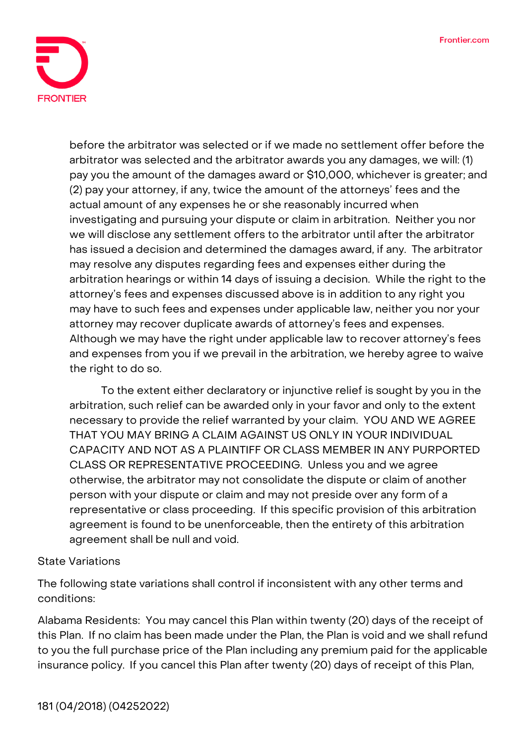before the arbitrator was selected or if we made no settlement offer before the arbitrator was selected and the arbitrator awards you any damages, we will: (1) pay you the amount of the damages award or $10,000, whichever is greater; and (2) pay your attorney, if any, twice the amount of the attorneys' fees and the actual amount of any expenses he or she reasonably incurred when investigating and pursuing your dispute or claim in arbitration. Neither you nor we will disclose any settlement offers to the arbitrator until after the arbitrator has issued a decision and determined the damages award, if any. The arbitrator may resolve any disputes regarding fees and expenses either during the arbitration hearings or within 14 days of issuing a decision. While the right to the attorney's fees and expenses discussed above is in addition to any right you may have to such fees and expenses under applicable law, neither you nor your attorney may recover duplicate awards of attorney's fees and expenses. Although we may have the right under applicable law to recover attorney's fees and expenses from you if we prevail in the arbitration, we hereby agree to waive the right to do so.

To the extent either declaratory or injunctive relief is sought by you in the arbitration, such relief can be awarded only in your favor and only to the extent necessary to provide the relief warranted by your claim. YOU AND WE AGREE THAT YOU MAY BRING A CLAIM AGAINST US ONLY IN YOUR INDIVIDUAL CAPACITY AND NOT AS A PLAINTIFF OR CLASS MEMBER IN ANY PURPORTED CLASS OR REPRESENTATIVE PROCEEDING. Unless you and we agree otherwise, the arbitrator may not consolidate the dispute or claim of another person with your dispute or claim and may not preside over any form of a representative or class proceeding. If this specific provision of this arbitration agreement is found to be unenforceable, then the entirety of this arbitration agreement shall be null and void.

State Variations

The following state variations shall control if inconsistent with any other terms and conditions:

Alabama Residents: You may cancel this Plan within twenty (20) days of the receipt of this Plan. If no claim has been made under the Plan, the Plan is void and we shall refund to you the full purchase price of the Plan including any premium paid for the applicable insurance policy. If you cancel this Plan after twenty (20) days of receipt of this Plan,

181 (04/2018) (04252022)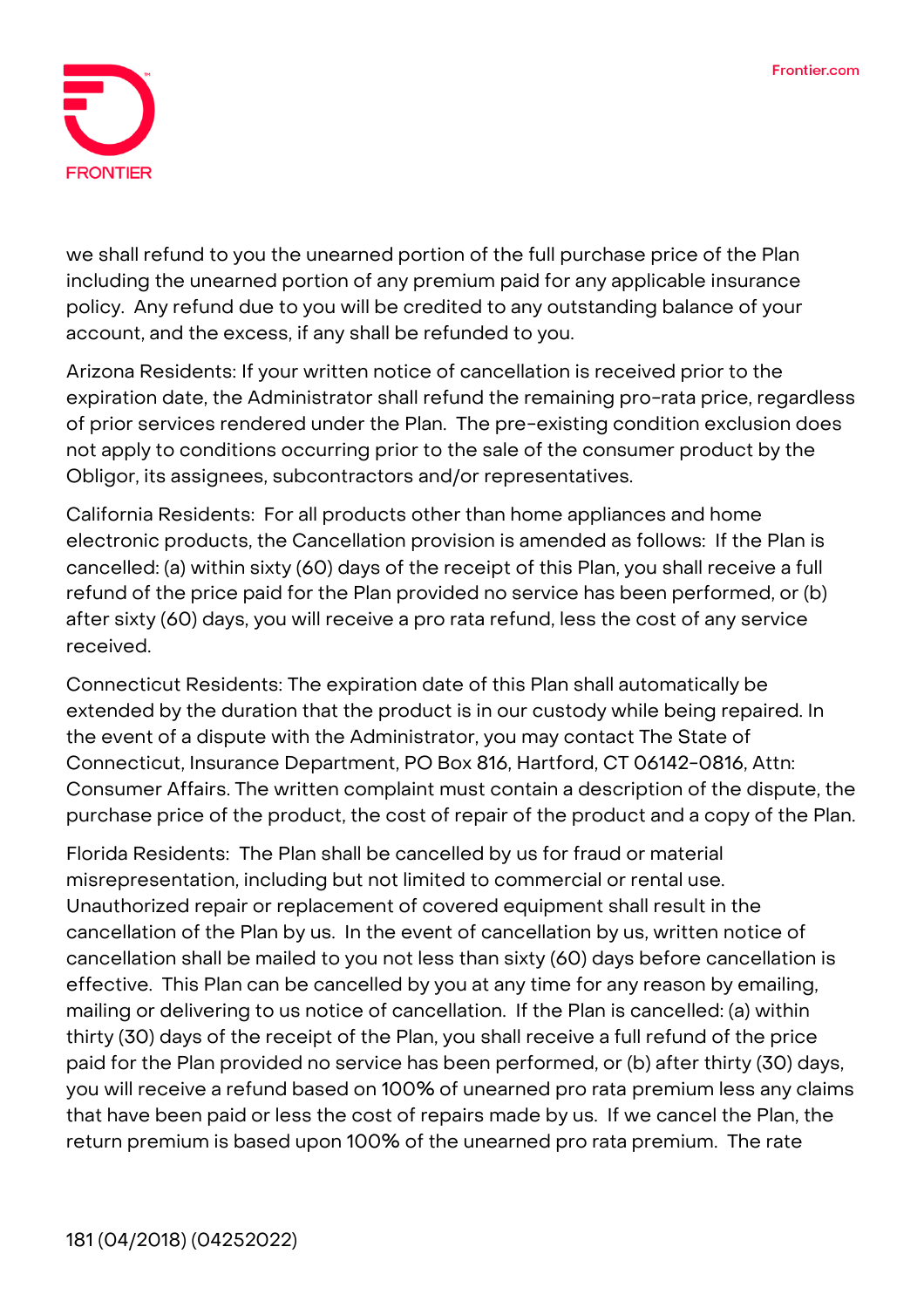we shall refund to you the unearned portion of the full purchase price of the Plan including the unearned portion of any premium paid for any applicable insurance policy. Any refund due to you will be credited to any outstanding balance of your account, and the excess, if any shall be refunded to you.

Arizona Residents: If your written notice of cancellation is received prior to the expiration date, the Administrator shall refund the remaining pro-rata price, regardless of prior services rendered under the Plan. The pre-existing condition exclusion does not apply to conditions occurring prior to the sale of the consumer product by the Obligor, its assignees, subcontractors and/or representatives.

California Residents: For all products other than home appliances and home electronic products, the Cancellation provision is amended as follows: If the Plan is cancelled: (a) within sixty (60) days of the receipt of this Plan, you shall receive a full refund of the price paid for the Plan provided no service has been performed, or (b) after sixty (60) days, you will receive a pro rata refund, less the cost of any service received.

Connecticut Residents: The expiration date of this Plan shall automatically be extended by the duration that the product is in our custody while being repaired. In the event of a dispute with the Administrator, you may contact The State of Connecticut, Insurance Department, PO Box 816, Hartford, CT 06142-0816, Attn: Consumer Affairs. The written complaint must contain a description of the dispute, the purchase price of the product, the cost of repair of the product and a copy of the Plan.

Florida Residents: The Plan shall be cancelled by us for fraud or material misrepresentation, including but not limited to commercial or rental use. Unauthorized repair or replacement of covered equipment shall result in the cancellation of the Plan by us. In the event of cancellation by us, written notice of cancellation shall be mailed to you not less than sixty (60) days before cancellation is effective. This Plan can be cancelled by you at any time for any reason by emailing, mailing or delivering to us notice of cancellation. If the Plan is cancelled: (a) within thirty (30) days of the receipt of the Plan, you shall receive a full refund of the price paid for the Plan provided no service has been performed, or (b) after thirty (30) days, you will receive a refund based on 100% of unearned pro rata premium less any claims that have been paid or less the cost of repairs made by us. If we cancel the Plan, the return premium is based upon 100% of the unearned pro rata premium. The rate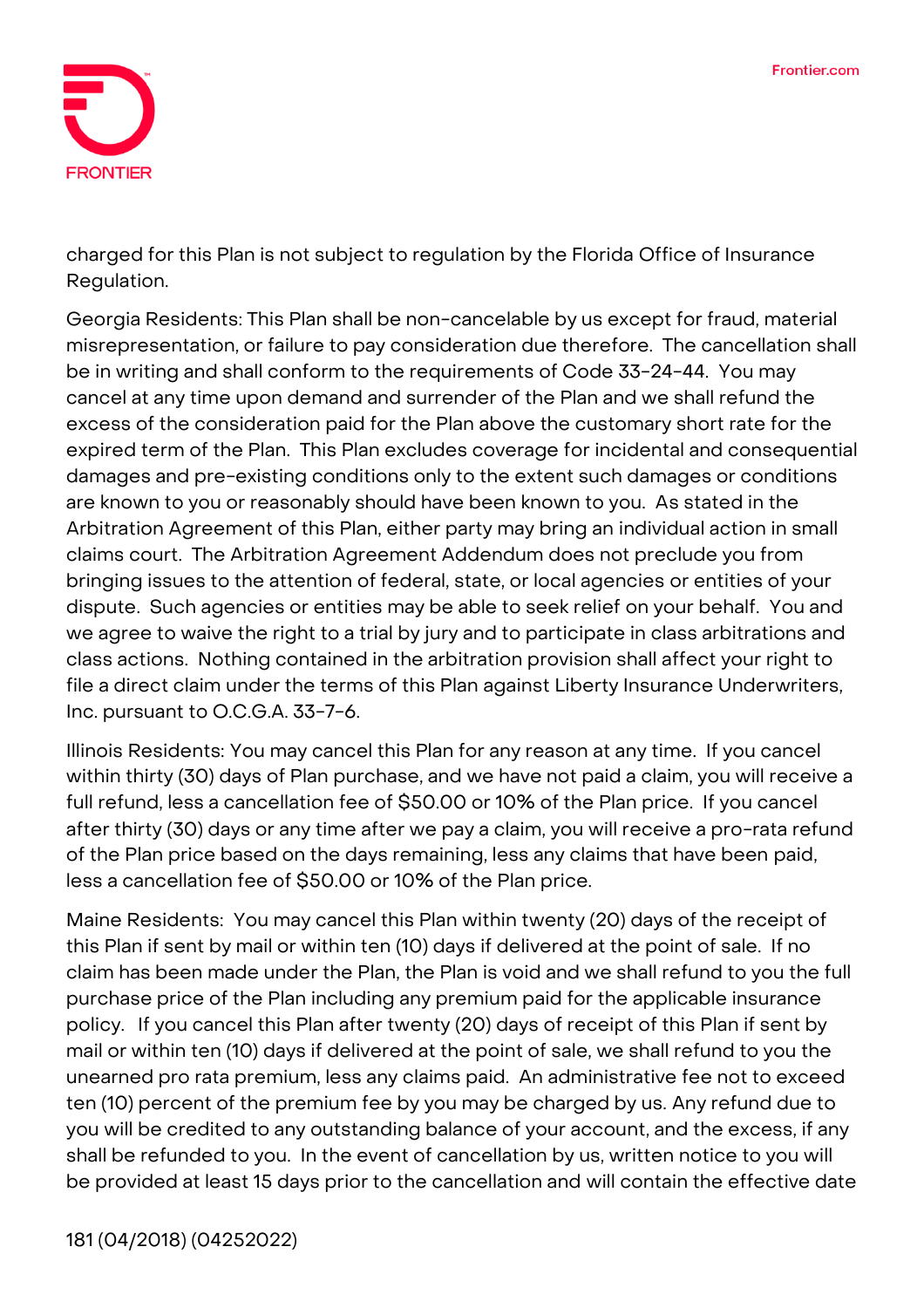charged for this Plan is not subject to regulation by the Florida Office of Insurance Regulation.

Georgia Residents: This Plan shall be non-cancelable by us except for fraud, material misrepresentation, or failure to pay consideration due therefore. The cancellation shall be in writing and shall conform to the requirements of Code 33-24-44. You may cancel at any time upon demand and surrender of the Plan and we shall refund the excess of the consideration paid for the Plan above the customary short rate for the expired term of the Plan. This Plan excludes coverage for incidental and consequential damages and pre-existing conditions only to the extent such damages or conditions are known to you or reasonably should have been known to you. As stated in the Arbitration Agreement of this Plan, either party may bring an individual action in small claims court. The Arbitration Agreement Addendum does not preclude you from bringing issues to the attention of federal, state, or local agencies or entities of your dispute. Such agencies or entities may be able to seek relief on your behalf. You and we agree to waive the right to a trial by jury and to participate in class arbitrations and class actions. Nothing contained in the arbitration provision shall affect your right to file a direct claim under the terms of this Plan against Liberty Insurance Underwriters, Inc. pursuant to O.C.G.A. 33-7-6.

Illinois Residents: You may cancel this Plan for any reason at any time. If you cancel within thirty (30) days of Plan purchase, and we have not paid a claim, you will receive a full refund, less a cancellation fee of $50.00 or 10% of the Plan price. If you cancel after thirty (30) days or any time after we pay a claim, you will receive a pro-rata refund of the Plan price based on the days remaining, less any claims that have been paid, less a cancellation fee of $50.00 or 10% of the Plan price.

Maine Residents: You may cancel this Plan within twenty (20) days of the receipt of this Plan if sent by mail or within ten (10) days if delivered at the point of sale. If no claim has been made under the Plan, the Plan is void and we shall refund to you the full purchase price of the Plan including any premium paid for the applicable insurance policy. If you cancel this Plan after twenty (20) days of receipt of this Plan if sent by mail or within ten (10) days if delivered at the point of sale, we shall refund to you the unearned pro rata premium, less any claims paid. An administrative fee not to exceed ten (10) percent of the premium fee by you may be charged by us. Any refund due to you will be credited to any outstanding balance of your account, and the excess, if any shall be refunded to you. In the event of cancellation by us, written notice to you will be provided at least 15 days prior to the cancellation and will contain the effective date

181 (04/2018) (04252022)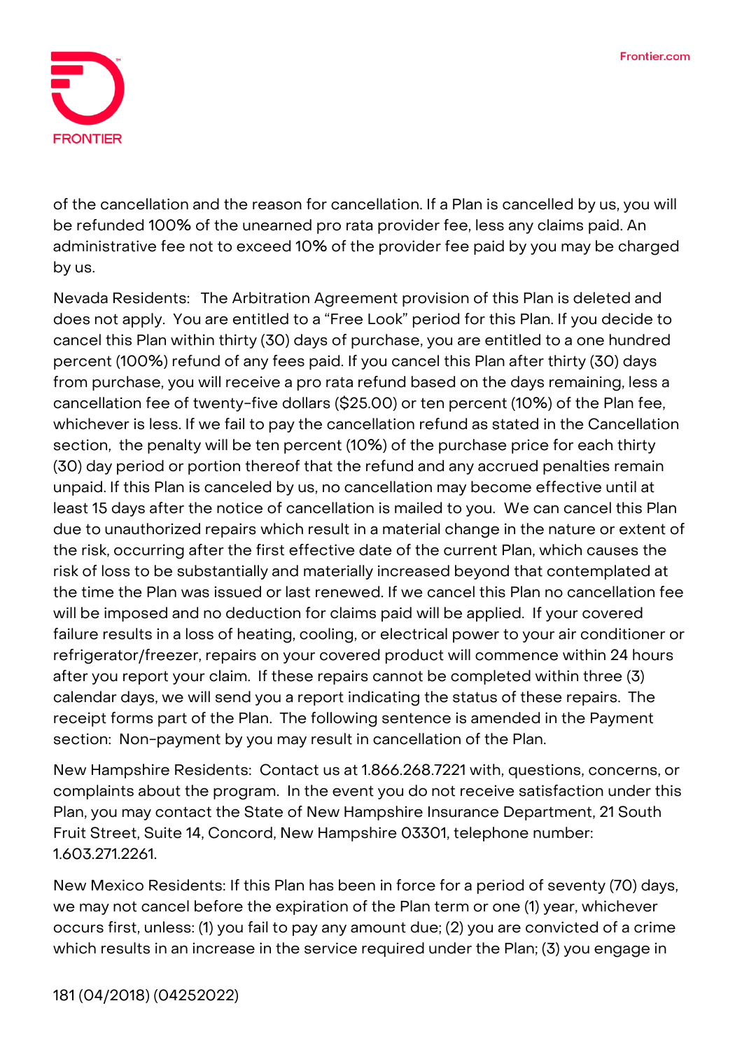of the cancellation and the reason for cancellation. If a Plan is cancelled by us, you will be refunded 100% of the unearned pro rata provider fee, less any claims paid. An administrative fee not to exceed 10% of the provider fee paid by you may be charged by us.

Nevada Residents: The Arbitration Agreement provision of this Plan is deleted and does not apply. You are entitled to a "Free Look" period for this Plan. If you decide to cancel this Plan within thirty (30) days of purchase, you are entitled to a one hundred percent (100%) refund of any fees paid. If you cancel this Plan after thirty (30) days from purchase, you will receive a pro rata refund based on the days remaining, less a cancellation fee of twenty-five dollars ($25.00) or ten percent (10%) of the Plan fee, whichever is less. If we fail to pay the cancellation refund as stated in the Cancellation section, the penalty will be ten percent (10%) of the purchase price for each thirty (30) day period or portion thereof that the refund and any accrued penalties remain unpaid. If this Plan is canceled by us, no cancellation may become effective until at least 15 days after the notice of cancellation is mailed to you. We can cancel this Plan due to unauthorized repairs which result in a material change in the nature or extent of the risk, occurring after the first effective date of the current Plan, which causes the risk of loss to be substantially and materially increased beyond that contemplated at the time the Plan was issued or last renewed. If we cancel this Plan no cancellation fee will be imposed and no deduction for claims paid will be applied. If your covered failure results in a loss of heating, cooling, or electrical power to your air conditioner or refrigerator/freezer, repairs on your covered product will commence within 24 hours after you report your claim. If these repairs cannot be completed within three (3) calendar days, we will send you a report indicating the status of these repairs. The receipt forms part of the Plan. The following sentence is amended in the Payment section: Non-payment by you may result in cancellation of the Plan.

New Hampshire Residents: Contact us at 1.866.268.7221 with, questions, concerns, or complaints about the program. In the event you do not receive satisfaction under this Plan, you may contact the State of New Hampshire Insurance Department, 21 South Fruit Street, Suite 14, Concord, New Hampshire 03301, telephone number: 1.603.271.2261.

New Mexico Residents: If this Plan has been in force for a period of seventy (70) days, we may not cancel before the expiration of the Plan term or one (1) year, whichever occurs first, unless: (1) you fail to pay any amount due; (2) you are convicted of a crime which results in an increase in the service required under the Plan; (3) you engage in

181 (04/2018) (04252022)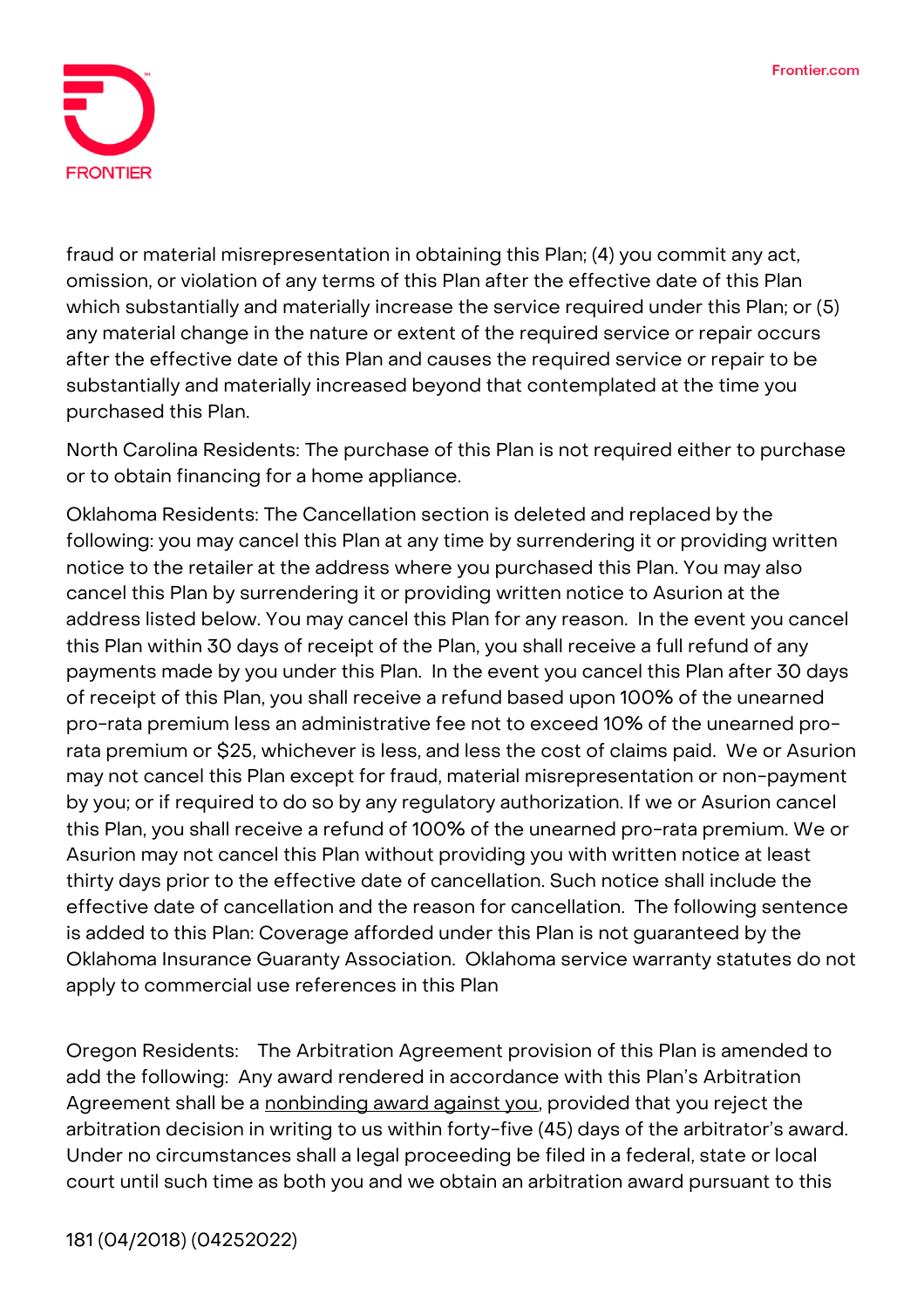fraud or material misrepresentation in obtaining this Plan; (4) you commit any act, omission, or violation of any terms of this Plan after the effective date of this Plan which substantially and materially increase the service required under this Plan; or (5) any material change in the nature or extent of the required service or repair occurs after the effective date of this Plan and causes the required service or repair to be substantially and materially increased beyond that contemplated at the time you purchased this Plan.

North Carolina Residents: The purchase of this Plan is not required either to purchase or to obtain financing for a home appliance.

Oklahoma Residents: The Cancellation section is deleted and replaced by the following: you may cancel this Plan at any time by surrendering it or providing written notice to the retailer at the address where you purchased this Plan. You may also cancel this Plan by surrendering it or providing written notice to Asurion at the address listed below. You may cancel this Plan for any reason. In the event you cancel this Plan within 30 days of receipt of the Plan, you shall receive a full refund of any payments made by you under this Plan. In the event you cancel this Plan after 30 days of receipt of this Plan, you shall receive a refund based upon 100% of the unearned pro-rata premium less an administrative fee not to exceed 10% of the unearned pro-rata premium or $25, whichever is less, and less the cost of claims paid. We or Asurion may not cancel this Plan except for fraud, material misrepresentation or non-payment by you; or if required to do so by any regulatory authorization. If we or Asurion cancel this Plan, you shall receive a refund of 100% of the unearned pro-rata premium. We or Asurion may not cancel this Plan without providing you with written notice at least thirty days prior to the effective date of cancellation. Such notice shall include the effective date of cancellation and the reason for cancellation. The following sentence is added to this Plan: Coverage afforded under this Plan is not guaranteed by the Oklahoma Insurance Guaranty Association. Oklahoma service warranty statutes do not apply to commercial use references in this Plan

Oregon Residents: The Arbitration Agreement provision of this Plan is amended to add the following: Any award rendered in accordance with this Plan's Arbitration Agreement shall be a nonbinding award against you, provided that you reject the arbitration decision in writing to us within forty-five (45) days of the arbitrator's award. Under no circumstances shall a legal proceeding be filed in a federal, state or local court until such time as both you and we obtain an arbitration award pursuant to this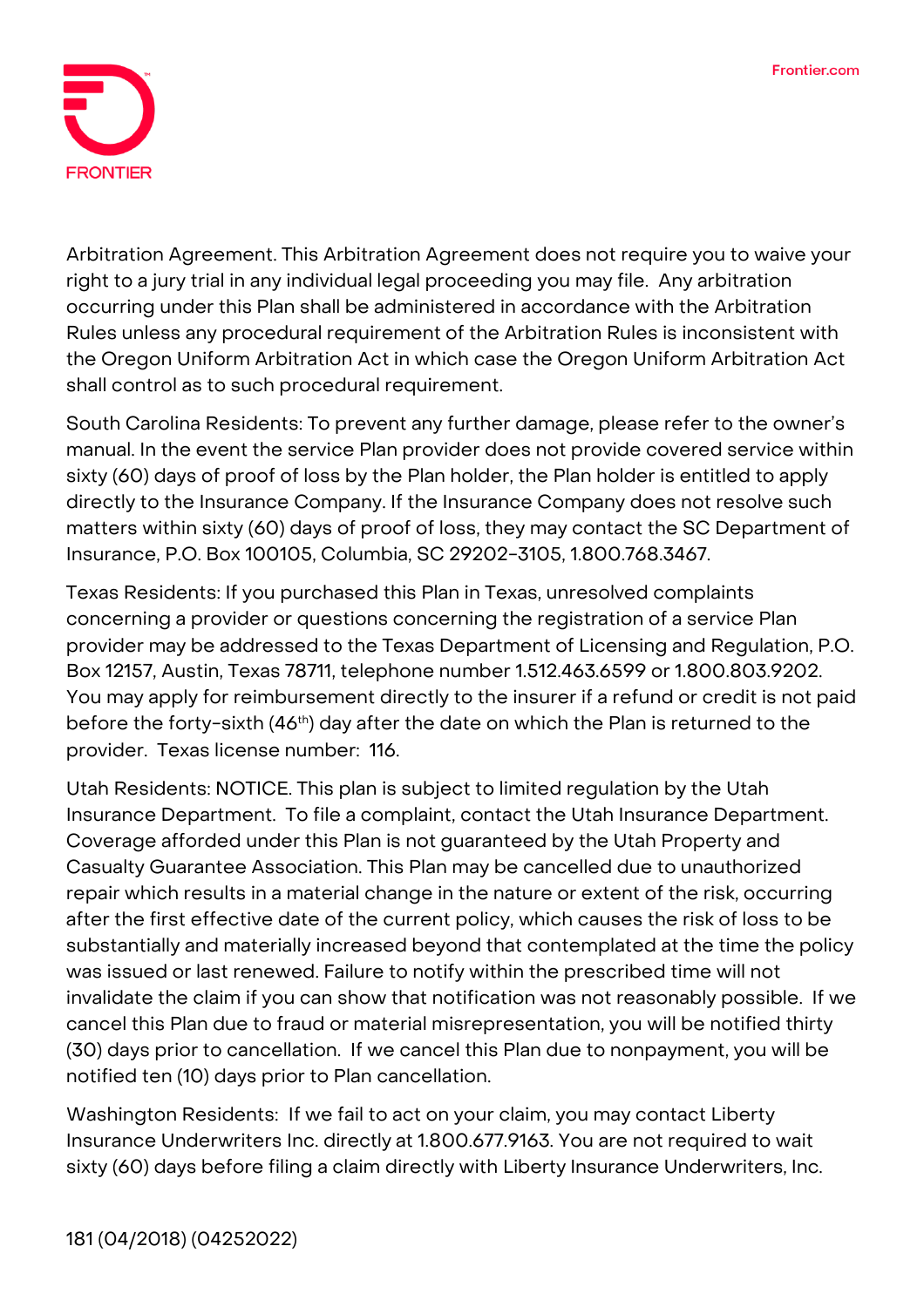Arbitration Agreement. This Arbitration Agreement does not require you to waive your right to a jury trial in any individual legal proceeding you may file. Any arbitration occurring under this Plan shall be administered in accordance with the Arbitration Rules unless any procedural requirement of the Arbitration Rules is inconsistent with the Oregon Uniform Arbitration Act in which case the Oregon Uniform Arbitration Act shall control as to such procedural requirement.

South Carolina Residents: To prevent any further damage, please refer to the owner's manual. In the event the service Plan provider does not provide covered service within sixty (60) days of proof of loss by the Plan holder, the Plan holder is entitled to apply directly to the Insurance Company. If the Insurance Company does not resolve such matters within sixty (60) days of proof of loss, they may contact the SC Department of Insurance, P.O. Box 100105, Columbia, SC 29202-3105, 1.800.768.3467.

Texas Residents: If you purchased this Plan in Texas, unresolved complaints concerning a provider or questions concerning the registration of a service Plan provider may be addressed to the Texas Department of Licensing and Regulation, P.O. Box 12157, Austin, Texas 78711, telephone number 1.512.463.6599 or 1.800.803.9202. You may apply for reimbursement directly to the insurer if a refund or credit is not paid before the forty-sixth (46th) day after the date on which the Plan is returned to the provider. Texas license number: 116.

Utah Residents: NOTICE. This plan is subject to limited regulation by the Utah Insurance Department. To file a complaint, contact the Utah Insurance Department. Coverage afforded under this Plan is not guaranteed by the Utah Property and Casualty Guarantee Association. This Plan may be cancelled due to unauthorized repair which results in a material change in the nature or extent of the risk, occurring after the first effective date of the current policy, which causes the risk of loss to be substantially and materially increased beyond that contemplated at the time the policy was issued or last renewed. Failure to notify within the prescribed time will not invalidate the claim if you can show that notification was not reasonably possible. If we cancel this Plan due to fraud or material misrepresentation, you will be notified thirty (30) days prior to cancellation. If we cancel this Plan due to nonpayment, you will be notified ten (10) days prior to Plan cancellation.

Washington Residents: If we fail to act on your claim, you may contact Liberty Insurance Underwriters Inc. directly at 1.800.677.9163. You are not required to wait sixty (60) days before filing a claim directly with Liberty Insurance Underwriters, Inc.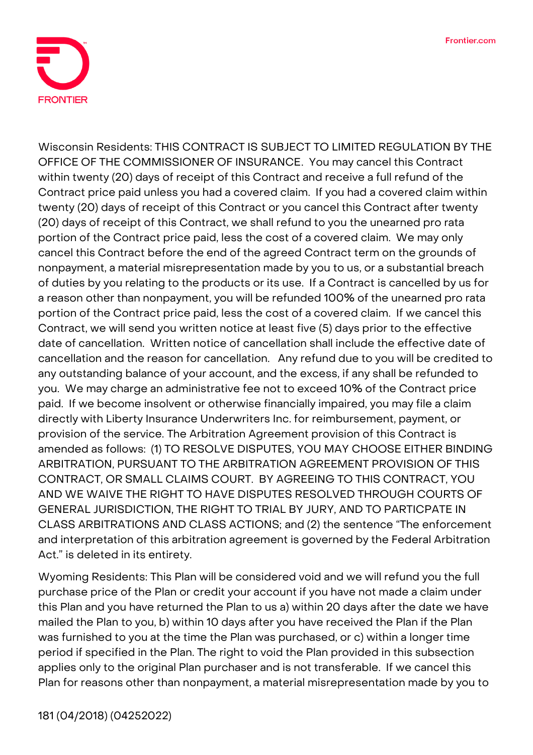Wisconsin Residents: THIS CONTRACT IS SUBJECT TO LIMITED REGULATION BY THE OFFICE OF THE COMMISSIONER OF INSURANCE. You may cancel this Contract within twenty (20) days of receipt of this Contract and receive a full refund of the Contract price paid unless you had a covered claim. If you had a covered claim within twenty (20) days of receipt of this Contract or you cancel this Contract after twenty (20) days of receipt of this Contract, we shall refund to you the unearned pro rata portion of the Contract price paid, less the cost of a covered claim. We may only cancel this Contract before the end of the agreed Contract term on the grounds of nonpayment, a material misrepresentation made by you to us, or a substantial breach of duties by you relating to the products or its use. If a Contract is cancelled by us for a reason other than nonpayment, you will be refunded 100% of the unearned pro rata portion of the Contract price paid, less the cost of a covered claim. If we cancel this Contract, we will send you written notice at least five (5) days prior to the effective date of cancellation. Written notice of cancellation shall include the effective date of cancellation and the reason for cancellation. Any refund due to you will be credited to any outstanding balance of your account, and the excess, if any shall be refunded to you. We may charge an administrative fee not to exceed 10% of the Contract price paid. If we become insolvent or otherwise financially impaired, you may file a claim directly with Liberty Insurance Underwriters Inc. for reimbursement, payment, or provision of the service. The Arbitration Agreement provision of this Contract is amended as follows: (1) TO RESOLVE DISPUTES, YOU MAY CHOOSE EITHER BINDING ARBITRATION, PURSUANT TO THE ARBITRATION AGREEMENT PROVISION OF THIS CONTRACT, OR SMALL CLAIMS COURT. BY AGREEING TO THIS CONTRACT, YOU AND WE WAIVE THE RIGHT TO HAVE DISPUTES RESOLVED THROUGH COURTS OF GENERAL JURISDICTION, THE RIGHT TO TRIAL BY JURY, AND TO PARTICPATE IN CLASS ARBITRATIONS AND CLASS ACTIONS; and (2) the sentence "The enforcement and interpretation of this arbitration agreement is governed by the Federal Arbitration Act." is deleted in its entirety.

Wyoming Residents: This Plan will be considered void and we will refund you the full purchase price of the Plan or credit your account if you have not made a claim under this Plan and you have returned the Plan to us a) within 20 days after the date we have mailed the Plan to you, b) within 10 days after you have received the Plan if the Plan was furnished to you at the time the Plan was purchased, or c) within a longer time period if specified in the Plan. The right to void the Plan provided in this subsection applies only to the original Plan purchaser and is not transferable. If we cancel this Plan for reasons other than nonpayment, a material misrepresentation made by you to

181 (04/2018) (04252022)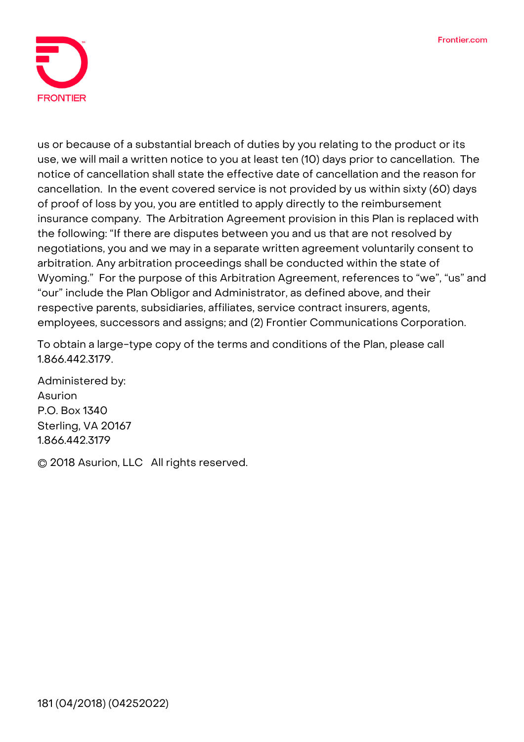us or because of a substantial breach of duties by you relating to the product or its use, we will mail a written notice to you at least ten (10) days prior to cancellation. The notice of cancellation shall state the effective date of cancellation and the reason for cancellation. In the event covered service is not provided by us within sixty (60) days of proof of loss by you, you are entitled to apply directly to the reimbursement insurance company. The Arbitration Agreement provision in this Plan is replaced with the following: "If there are disputes between you and us that are not resolved by negotiations, you and we may in a separate written agreement voluntarily consent to arbitration. Any arbitration proceedings shall be conducted within the state of Wyoming." For the purpose of this Arbitration Agreement, references to "we", "us" and "our" include the Plan Obligor and Administrator, as defined above, and their respective parents, subsidiaries, affiliates, service contract insurers, agents, employees, successors and assigns; and (2) Frontier Communications Corporation.

To obtain a large-type copy of the terms and conditions of the Plan, please call 1.866.442.3179.

Administered by:
Asurion
P.O. Box 1340
Sterling, VA 20167
1.866.442.3179

© 2018 Asurion, LLC All rights reserved.

181 (04/2018) (04252022)